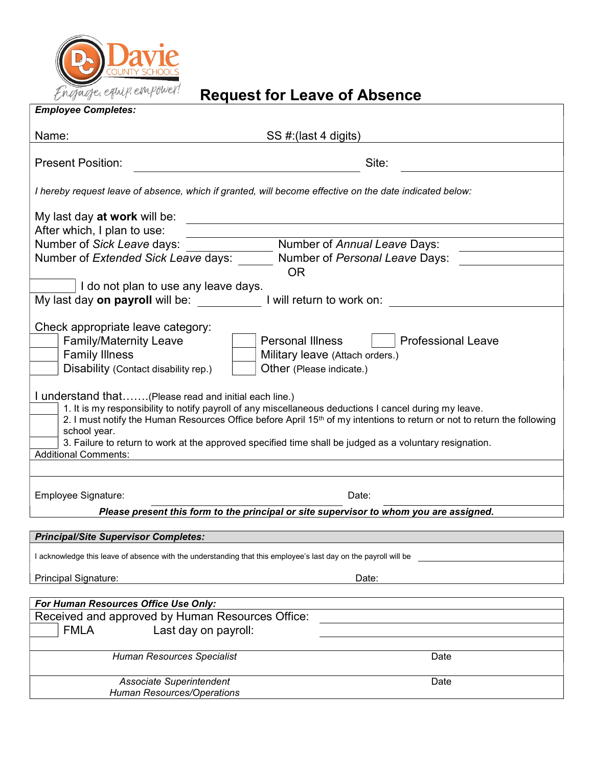Davie COUNTY SCHOOLS

*Engage, equip, empower!*

# Request for Leave of Absence

***Employee Completes:***

Name: SS #:(last 4 digits)

Present Position: ______________________ Site: ______________________

*I hereby request leave of absence, which if granted, will become effective on the date indicated below:*

My last day **at work** will be: ______________________

After which, I plan to use: ______________________

Number of *Sick Leave* days: __________ Number of *Annual Leave* Days: __________

Number of *Extended Sick Leave* days: __________ Number of *Personal Leave* Days: __________

OR

☐ I do not plan to use any leave days.

My last day **on payroll** will be: __________ I will return to work on: __________

Check appropriate leave category:

- ☐ Family/Maternity Leave
- ☐ Family Illness
- ☐ Disability (Contact disability rep.)
- ☐ Personal Illness
- ☐ Military leave (Attach orders.)
- ☐ Other (Please indicate.)
- ☐ Professional Leave

I understand that…….(Please read and initial each line.)

☐ 1. It is my responsibility to notify payroll of any miscellaneous deductions I cancel during my leave.

☐ 2. I must notify the Human Resources Office before April 15th of my intentions to return or not to return the following school year.

☐ 3. Failure to return to work at the approved specified time shall be judged as a voluntary resignation.

Additional Comments:

Employee Signature: ______________________ Date: __________

***Please present this form to the principal or site supervisor to whom you are assigned.***

***Principal/Site Supervisor Completes:***

I acknowledge this leave of absence with the understanding that this employee's last day on the payroll will be __________

Principal Signature: Date:

***For Human Resources Office Use Only:***

Received and approved by Human Resources Office: ______________________

☐ FMLA Last day on payroll: ______________________

*Human Resources Specialist* Date

*Associate Superintendent*
*Human Resources/Operations* Date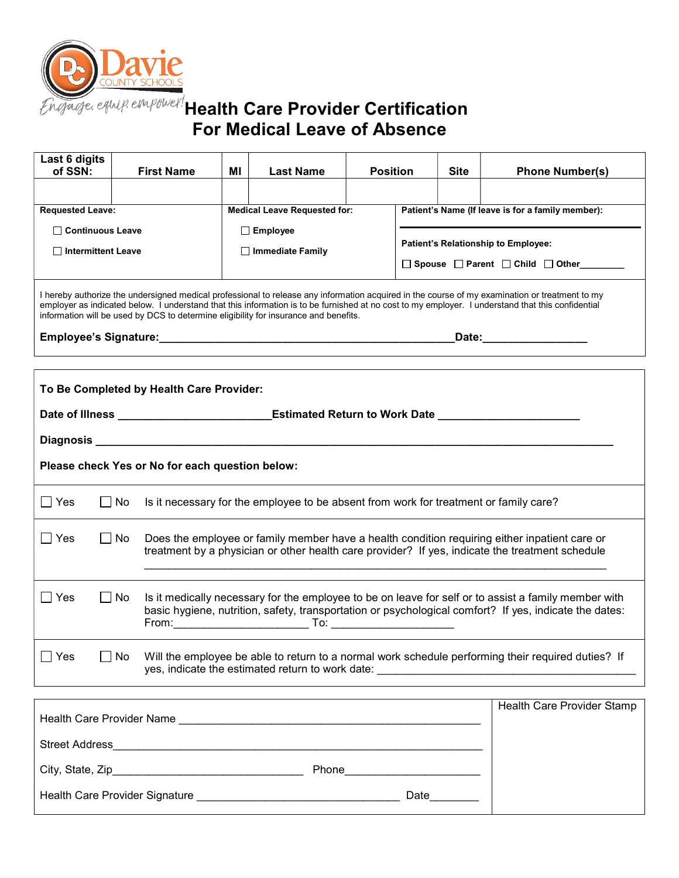Davie County Schools

Engage, equip, empower!

# Health Care Provider Certification For Medical Leave of Absence

| Last 6 digits of SSN: | First Name | MI | Last Name | Position | Site | Phone Number(s) |
|---|---|---|---|---|---|---|
| | | | | | | |

| Requested Leave: | Medical Leave Requested for: | Patient's Name (If leave is for a family member): |
|---|---|---|
| ☐ Continuous Leave | ☐ Employee | |
| ☐ Intermittent Leave | ☐ Immediate Family | Patient's Relationship to Employee: |
| | | ☐ Spouse ☐ Parent ☐ Child ☐ Other________ |

I hereby authorize the undersigned medical professional to release any information acquired in the course of my examination or treatment to my employer as indicated below. I understand that this information is to be furnished at no cost to my employer. I understand that this confidential information will be used by DCS to determine eligibility for insurance and benefits.

**Employee's Signature:**________________________________________________**Date:**_________________

**To Be Completed by Health Care Provider:**

**Date of Illness** ________________________**Estimated Return to Work Date** ______________________

**Diagnosis** ________________________________________________________________________________

**Please check Yes or No for each question below:**

☐ Yes ☐ No Is it necessary for the employee to be absent from work for treatment or family care?

☐ Yes ☐ No Does the employee or family member have a health condition requiring either inpatient care or treatment by a physician or other health care provider? If yes, indicate the treatment schedule ________________________________________________________________________

☐ Yes ☐ No Is it medically necessary for the employee to be on leave for self or to assist a family member with basic hygiene, nutrition, safety, transportation or psychological comfort? If yes, indicate the dates: From:_____________________ To: ___________________

☐ Yes ☐ No Will the employee be able to return to a normal work schedule performing their required duties? If yes, indicate the estimated return to work date: __________________________________________

Health Care Provider Name _______________________________________________

Street Address____________________________________________________________

City, State, Zip______________________________ Phone_____________________

Health Care Provider Signature ________________________________ Date________

Health Care Provider Stamp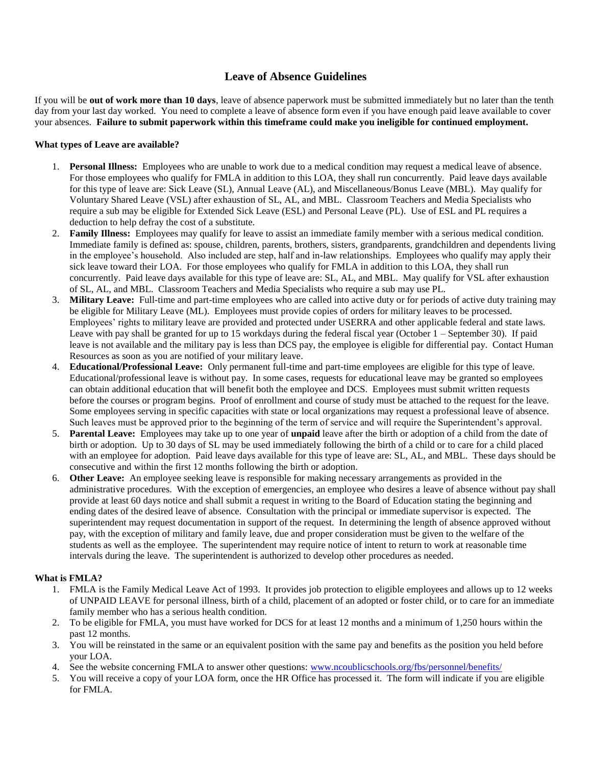# Leave of Absence Guidelines

If you will be **out of work more than 10 days**, leave of absence paperwork must be submitted immediately but no later than the tenth day from your last day worked. You need to complete a leave of absence form even if you have enough paid leave available to cover your absences. **Failure to submit paperwork within this timeframe could make you ineligible for continued employment.**

**What types of Leave are available?**

1. **Personal Illness:** Employees who are unable to work due to a medical condition may request a medical leave of absence. For those employees who qualify for FMLA in addition to this LOA, they shall run concurrently. Paid leave days available for this type of leave are: Sick Leave (SL), Annual Leave (AL), and Miscellaneous/Bonus Leave (MBL). May qualify for Voluntary Shared Leave (VSL) after exhaustion of SL, AL, and MBL. Classroom Teachers and Media Specialists who require a sub may be eligible for Extended Sick Leave (ESL) and Personal Leave (PL). Use of ESL and PL requires a deduction to help defray the cost of a substitute.
2. **Family Illness:** Employees may qualify for leave to assist an immediate family member with a serious medical condition. Immediate family is defined as: spouse, children, parents, brothers, sisters, grandparents, grandchildren and dependents living in the employee's household. Also included are step, half and in-law relationships. Employees who qualify may apply their sick leave toward their LOA. For those employees who qualify for FMLA in addition to this LOA, they shall run concurrently. Paid leave days available for this type of leave are: SL, AL, and MBL. May qualify for VSL after exhaustion of SL, AL, and MBL. Classroom Teachers and Media Specialists who require a sub may use PL.
3. **Military Leave:** Full-time and part-time employees who are called into active duty or for periods of active duty training may be eligible for Military Leave (ML). Employees must provide copies of orders for military leaves to be processed. Employees' rights to military leave are provided and protected under USERRA and other applicable federal and state laws. Leave with pay shall be granted for up to 15 workdays during the federal fiscal year (October 1 – September 30). If paid leave is not available and the military pay is less than DCS pay, the employee is eligible for differential pay. Contact Human Resources as soon as you are notified of your military leave.
4. **Educational/Professional Leave:** Only permanent full-time and part-time employees are eligible for this type of leave. Educational/professional leave is without pay. In some cases, requests for educational leave may be granted so employees can obtain additional education that will benefit both the employee and DCS. Employees must submit written requests before the courses or program begins. Proof of enrollment and course of study must be attached to the request for the leave. Some employees serving in specific capacities with state or local organizations may request a professional leave of absence. Such leaves must be approved prior to the beginning of the term of service and will require the Superintendent's approval.
5. **Parental Leave:** Employees may take up to one year of **unpaid** leave after the birth or adoption of a child from the date of birth or adoption. Up to 30 days of SL may be used immediately following the birth of a child or to care for a child placed with an employee for adoption. Paid leave days available for this type of leave are: SL, AL, and MBL. These days should be consecutive and within the first 12 months following the birth or adoption.
6. **Other Leave:** An employee seeking leave is responsible for making necessary arrangements as provided in the administrative procedures. With the exception of emergencies, an employee who desires a leave of absence without pay shall provide at least 60 days notice and shall submit a request in writing to the Board of Education stating the beginning and ending dates of the desired leave of absence. Consultation with the principal or immediate supervisor is expected. The superintendent may request documentation in support of the request. In determining the length of absence approved without pay, with the exception of military and family leave, due and proper consideration must be given to the welfare of the students as well as the employee. The superintendent may require notice of intent to return to work at reasonable time intervals during the leave. The superintendent is authorized to develop other procedures as needed.

**What is FMLA?**

1. FMLA is the Family Medical Leave Act of 1993. It provides job protection to eligible employees and allows up to 12 weeks of UNPAID LEAVE for personal illness, birth of a child, placement of an adopted or foster child, or to care for an immediate family member who has a serious health condition.
2. To be eligible for FMLA, you must have worked for DCS for at least 12 months and a minimum of 1,250 hours within the past 12 months.
3. You will be reinstated in the same or an equivalent position with the same pay and benefits as the position you held before your LOA.
4. See the website concerning FMLA to answer other questions: www.ncoublicschools.org/fbs/personnel/benefits/
5. You will receive a copy of your LOA form, once the HR Office has processed it. The form will indicate if you are eligible for FMLA.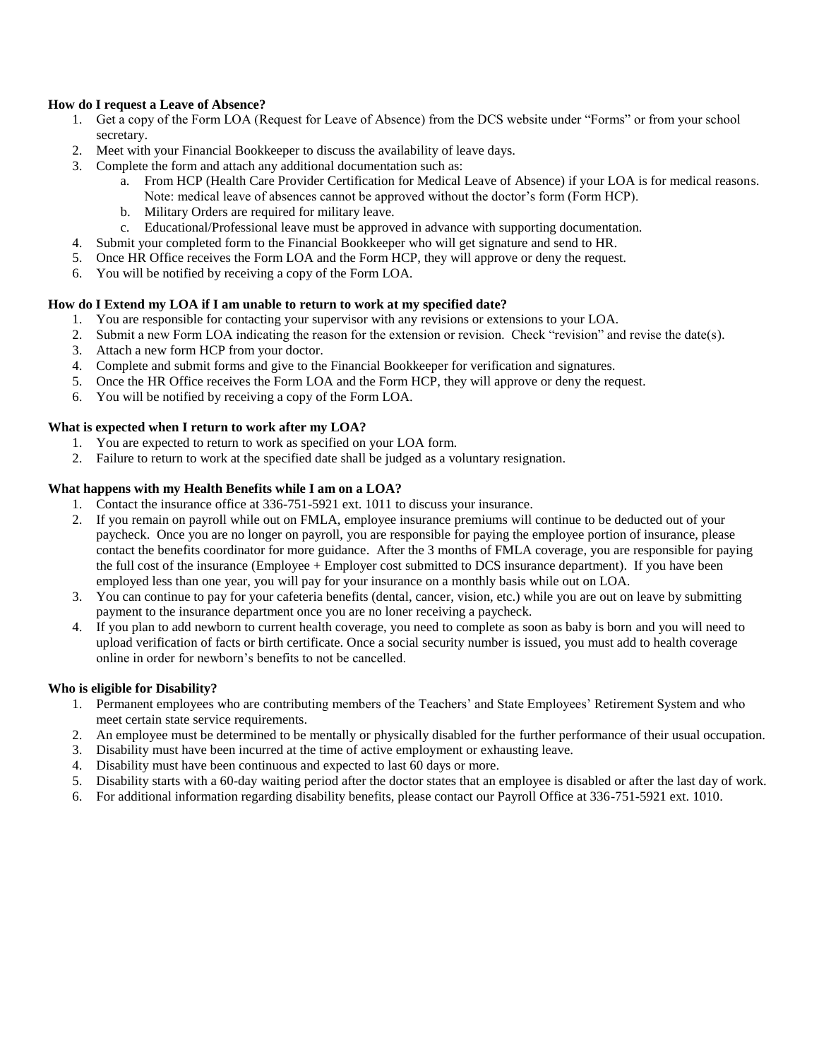**How do I request a Leave of Absence?**

1. Get a copy of the Form LOA (Request for Leave of Absence) from the DCS website under "Forms" or from your school secretary.
2. Meet with your Financial Bookkeeper to discuss the availability of leave days.
3. Complete the form and attach any additional documentation such as:
   a. From HCP (Health Care Provider Certification for Medical Leave of Absence) if your LOA is for medical reasons. Note: medical leave of absences cannot be approved without the doctor's form (Form HCP).
   b. Military Orders are required for military leave.
   c. Educational/Professional leave must be approved in advance with supporting documentation.
4. Submit your completed form to the Financial Bookkeeper who will get signature and send to HR.
5. Once HR Office receives the Form LOA and the Form HCP, they will approve or deny the request.
6. You will be notified by receiving a copy of the Form LOA.

**How do I Extend my LOA if I am unable to return to work at my specified date?**

1. You are responsible for contacting your supervisor with any revisions or extensions to your LOA.
2. Submit a new Form LOA indicating the reason for the extension or revision. Check "revision" and revise the date(s).
3. Attach a new form HCP from your doctor.
4. Complete and submit forms and give to the Financial Bookkeeper for verification and signatures.
5. Once the HR Office receives the Form LOA and the Form HCP, they will approve or deny the request.
6. You will be notified by receiving a copy of the Form LOA.

**What is expected when I return to work after my LOA?**

1. You are expected to return to work as specified on your LOA form.
2. Failure to return to work at the specified date shall be judged as a voluntary resignation.

**What happens with my Health Benefits while I am on a LOA?**

1. Contact the insurance office at 336-751-5921 ext. 1011 to discuss your insurance.
2. If you remain on payroll while out on FMLA, employee insurance premiums will continue to be deducted out of your paycheck. Once you are no longer on payroll, you are responsible for paying the employee portion of insurance, please contact the benefits coordinator for more guidance. After the 3 months of FMLA coverage, you are responsible for paying the full cost of the insurance (Employee + Employer cost submitted to DCS insurance department). If you have been employed less than one year, you will pay for your insurance on a monthly basis while out on LOA.
3. You can continue to pay for your cafeteria benefits (dental, cancer, vision, etc.) while you are out on leave by submitting payment to the insurance department once you are no loner receiving a paycheck.
4. If you plan to add newborn to current health coverage, you need to complete as soon as baby is born and you will need to upload verification of facts or birth certificate. Once a social security number is issued, you must add to health coverage online in order for newborn's benefits to not be cancelled.

**Who is eligible for Disability?**

1. Permanent employees who are contributing members of the Teachers' and State Employees' Retirement System and who meet certain state service requirements.
2. An employee must be determined to be mentally or physically disabled for the further performance of their usual occupation.
3. Disability must have been incurred at the time of active employment or exhausting leave.
4. Disability must have been continuous and expected to last 60 days or more.
5. Disability starts with a 60-day waiting period after the doctor states that an employee is disabled or after the last day of work.
6. For additional information regarding disability benefits, please contact our Payroll Office at 336-751-5921 ext. 1010.